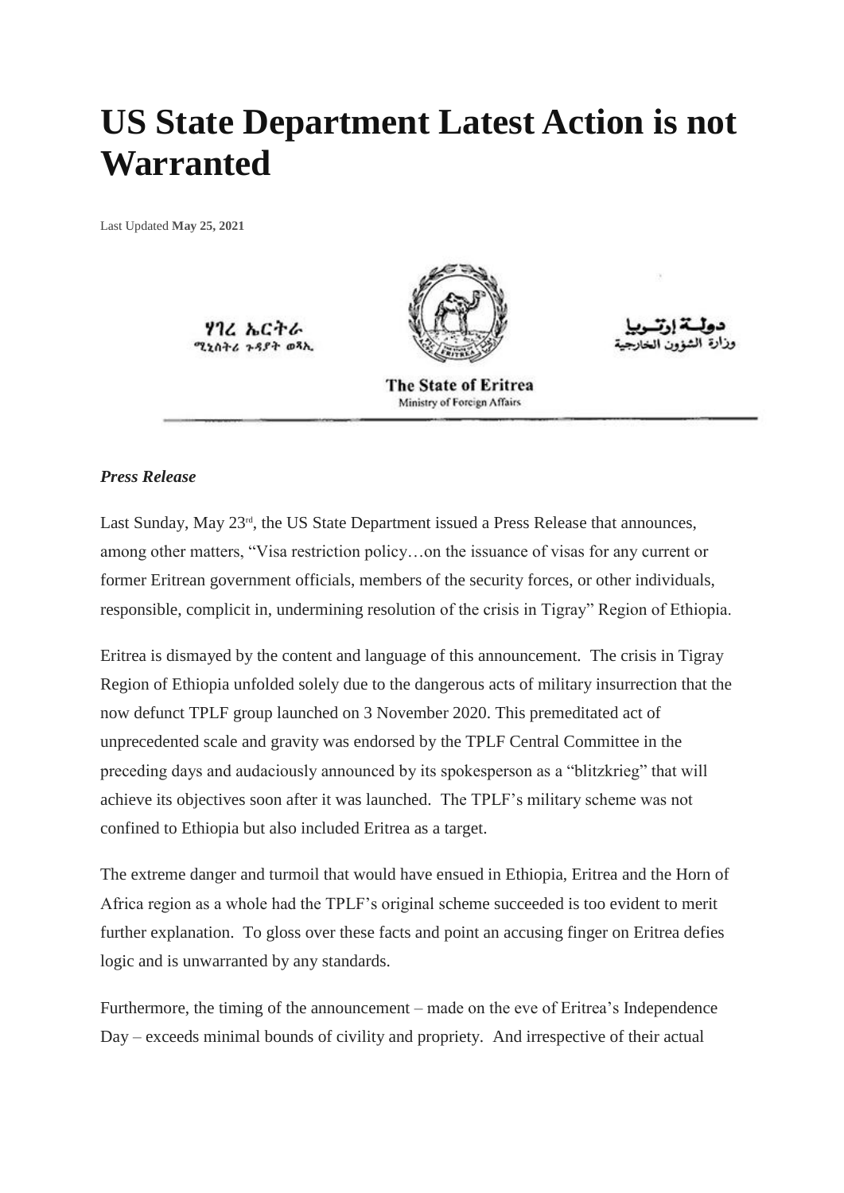# US State Department Latest Action is not Warranted

Last Updated **May 25, 2021**

ሃገረ ኤርትራ
ሚኒስትሪ ጉዳያት ወጻኢ

دولة إرتريا
وزارة الشؤون الخارجية

**The State of Eritrea**
Ministry of Foreign Affairs

***Press Release***

Last Sunday, May 23rd, the US State Department issued a Press Release that announces, among other matters, "Visa restriction policy…on the issuance of visas for any current or former Eritrean government officials, members of the security forces, or other individuals, responsible, complicit in, undermining resolution of the crisis in Tigray" Region of Ethiopia.

Eritrea is dismayed by the content and language of this announcement. The crisis in Tigray Region of Ethiopia unfolded solely due to the dangerous acts of military insurrection that the now defunct TPLF group launched on 3 November 2020. This premeditated act of unprecedented scale and gravity was endorsed by the TPLF Central Committee in the preceding days and audaciously announced by its spokesperson as a "blitzkrieg" that will achieve its objectives soon after it was launched. The TPLF's military scheme was not confined to Ethiopia but also included Eritrea as a target.

The extreme danger and turmoil that would have ensued in Ethiopia, Eritrea and the Horn of Africa region as a whole had the TPLF's original scheme succeeded is too evident to merit further explanation. To gloss over these facts and point an accusing finger on Eritrea defies logic and is unwarranted by any standards.

Furthermore, the timing of the announcement – made on the eve of Eritrea's Independence Day – exceeds minimal bounds of civility and propriety. And irrespective of their actual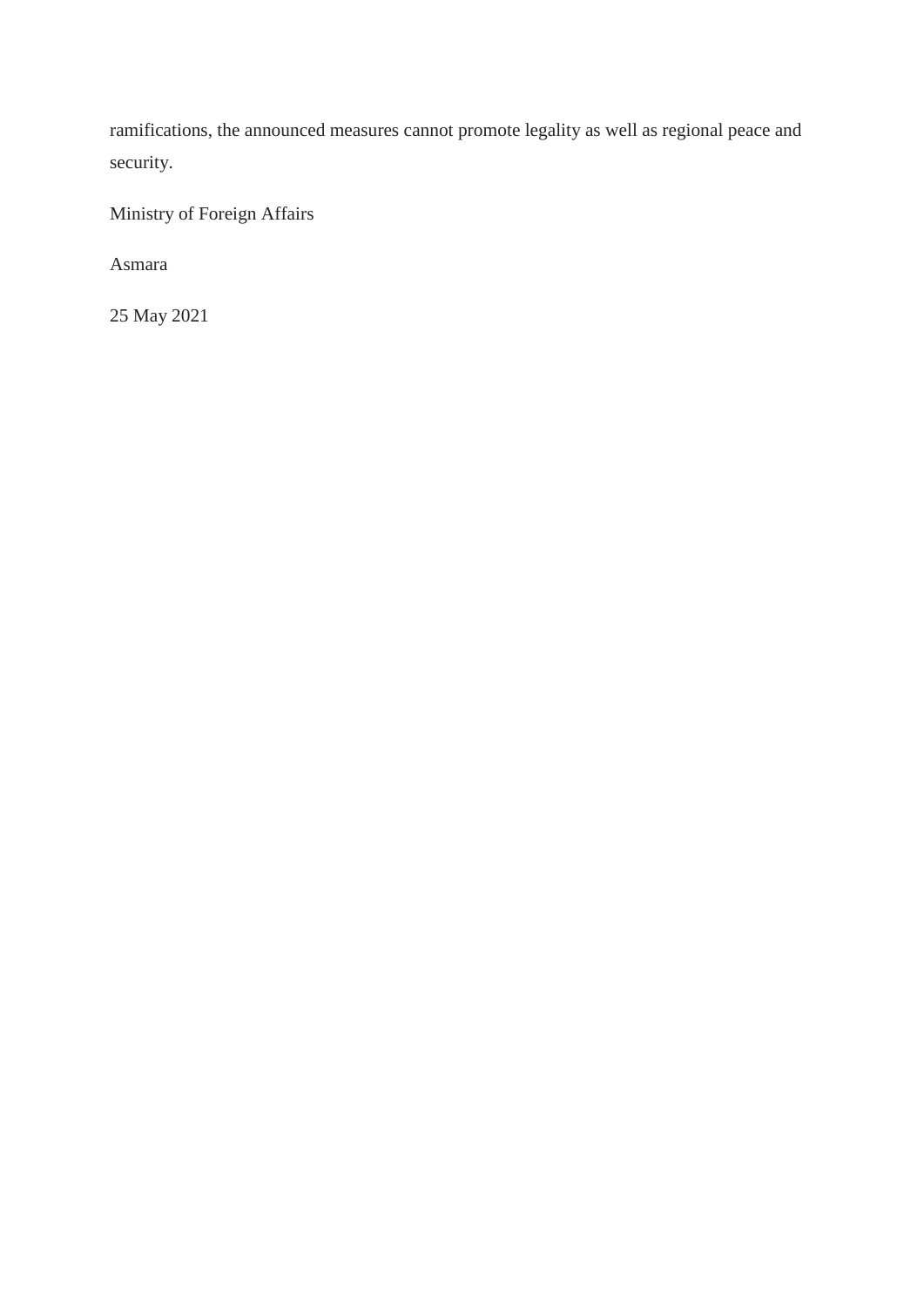ramifications, the announced measures cannot promote legality as well as regional peace and security.

Ministry of Foreign Affairs

Asmara

25 May 2021